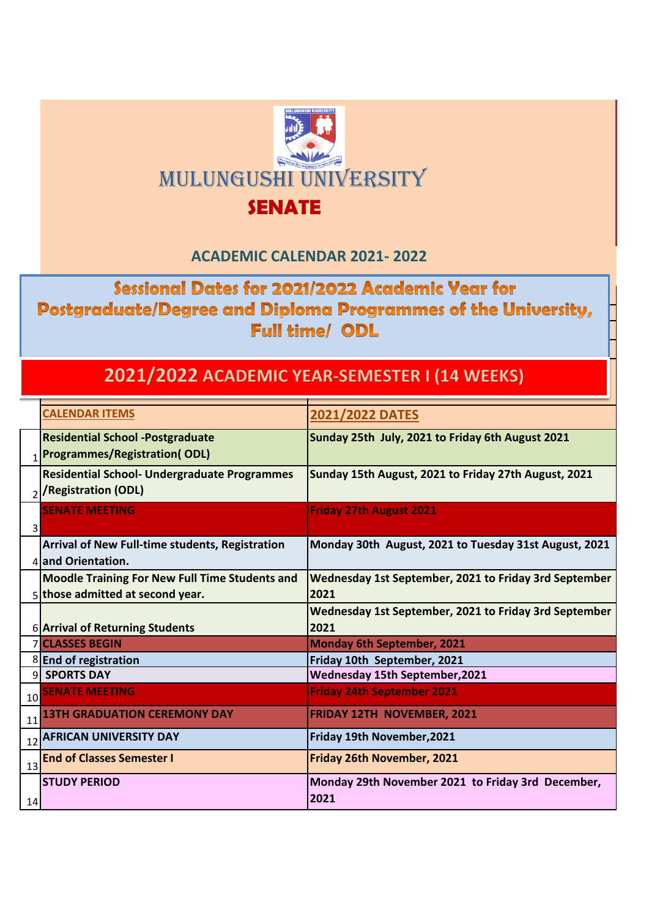# MULUNGUSHI UNIVERSITY

## SENATE

### ACADEMIC CALENDAR 2021- 2022

**Sessional Dates for 2021/2022 Academic Year for Postgraduate/Degree and Diploma Programmes of the University, Full time/ ODL**

## 2021/2022 ACADEMIC YEAR-SEMESTER I (14 WEEKS)

| | CALENDAR ITEMS | 2021/2022 DATES |
|---|---|---|
| 1 | **Residential School -Postgraduate Programmes/Registration( ODL)** | **Sunday 25th July, 2021 to Friday 6th August 2021** |
| 2 | **Residential School- Undergraduate Programmes /Registration (ODL)** | **Sunday 15th August, 2021 to Friday 27th August, 2021** |
| 3 | **SENATE MEETING** | **Friday 27th August 2021** |
| 4 | **Arrival of New Full-time students, Registration and Orientation.** | **Monday 30th August, 2021 to Tuesday 31st August, 2021** |
| 5 | **Moodle Training For New Full Time Students and those admitted at second year.** | **Wednesday 1st September, 2021 to Friday 3rd September 2021** |
| 6 | **Arrival of Returning Students** | **Wednesday 1st September, 2021 to Friday 3rd September 2021** |
| 7 | **CLASSES BEGIN** | **Monday 6th September, 2021** |
| 8 | **End of registration** | **Friday 10th September, 2021** |
| 9 | **SPORTS DAY** | **Wednesday 15th September,2021** |
| 10 | **SENATE MEETING** | **Friday 24th September 2021** |
| 11 | **13TH GRADUATION CEREMONY DAY** | **FRIDAY 12TH NOVEMBER, 2021** |
| 12 | **AFRICAN UNIVERSITY DAY** | **Friday 19th November,2021** |
| 13 | **End of Classes Semester I** | **Friday 26th November, 2021** |
| 14 | **STUDY PERIOD** | **Monday 29th November 2021 to Friday 3rd December, 2021** |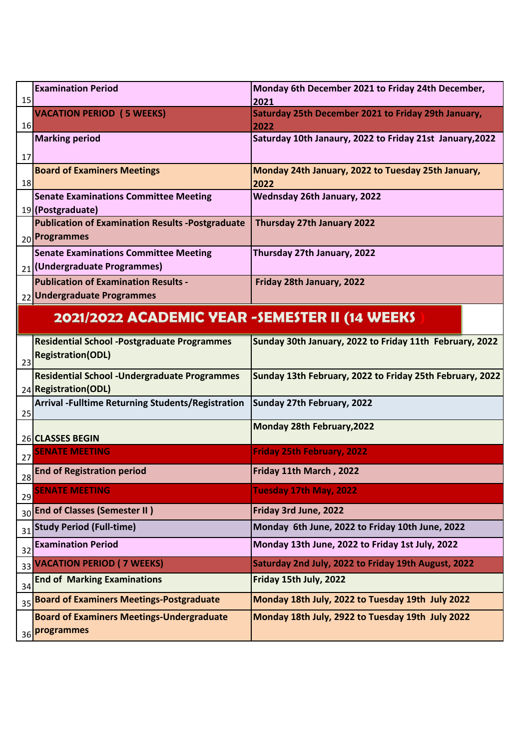| | | |
|---|---|---|
| 15 | **Examination Period** | **Monday 6th December 2021 to Friday 24th December, 2021** |
| 16 | **VACATION PERIOD (5 WEEKS)** | **Saturday 25th December 2021 to Friday 29th January, 2022** |
| 17 | **Marking period** | **Saturday 10th Janaury, 2022 to Friday 21st January,2022** |
| 18 | **Board of Examiners Meetings** | **Monday 24th January, 2022 to Tuesday 25th January, 2022** |
| 19 | **Senate Examinations Committee Meeting (Postgraduate)** | **Wednsday 26th January, 2022** |
| 20 | **Publication of Examination Results -Postgraduate Programmes** | **Thursday 27th January 2022** |
| 21 | **Senate Examinations Committee Meeting (Undergraduate Programmes)** | **Thursday 27th January, 2022** |
| 22 | **Publication of Examination Results - Undergraduate Programmes** | **Friday 28th January, 2022** |
| | **2021/2022 ACADEMIC YEAR -SEMESTER II (14 WEEKS )** | |
| 23 | **Residential School -Postgraduate Programmes Registration(ODL)** | **Sunday 30th January, 2022 to Friday 11th February, 2022** |
| 24 | **Residential School -Undergraduate Programmes Registration(ODL)** | **Sunday 13th February, 2022 to Friday 25th February, 2022** |
| 25 | **Arrival -Fulltime Returning Students/Registration** | **Sunday 27th February, 2022** |
| 26 | **CLASSES BEGIN** | **Monday 28th February,2022** |
| 27 | **SENATE MEETING** | **Friday 25th February, 2022** |
| 28 | **End of Registration period** | **Friday 11th March , 2022** |
| 29 | **SENATE MEETING** | **Tuesday 17th May, 2022** |
| 30 | **End of Classes (Semester II )** | **Friday 3rd June, 2022** |
| 31 | **Study Period (Full-time)** | **Monday 6th June, 2022 to Friday 10th June, 2022** |
| 32 | **Examination Period** | **Monday 13th June, 2022 to Friday 1st July, 2022** |
| 33 | **VACATION PERIOD ( 7 WEEKS)** | **Saturday 2nd July, 2022 to Friday 19th August, 2022** |
| 34 | **End of Marking Examinations** | **Friday 15th July, 2022** |
| 35 | **Board of Examiners Meetings-Postgraduate** | **Monday 18th July, 2022 to Tuesday 19th July 2022** |
| 36 | **Board of Examiners Meetings-Undergraduate programmes** | **Monday 18th July, 2922 to Tuesday 19th July 2022** |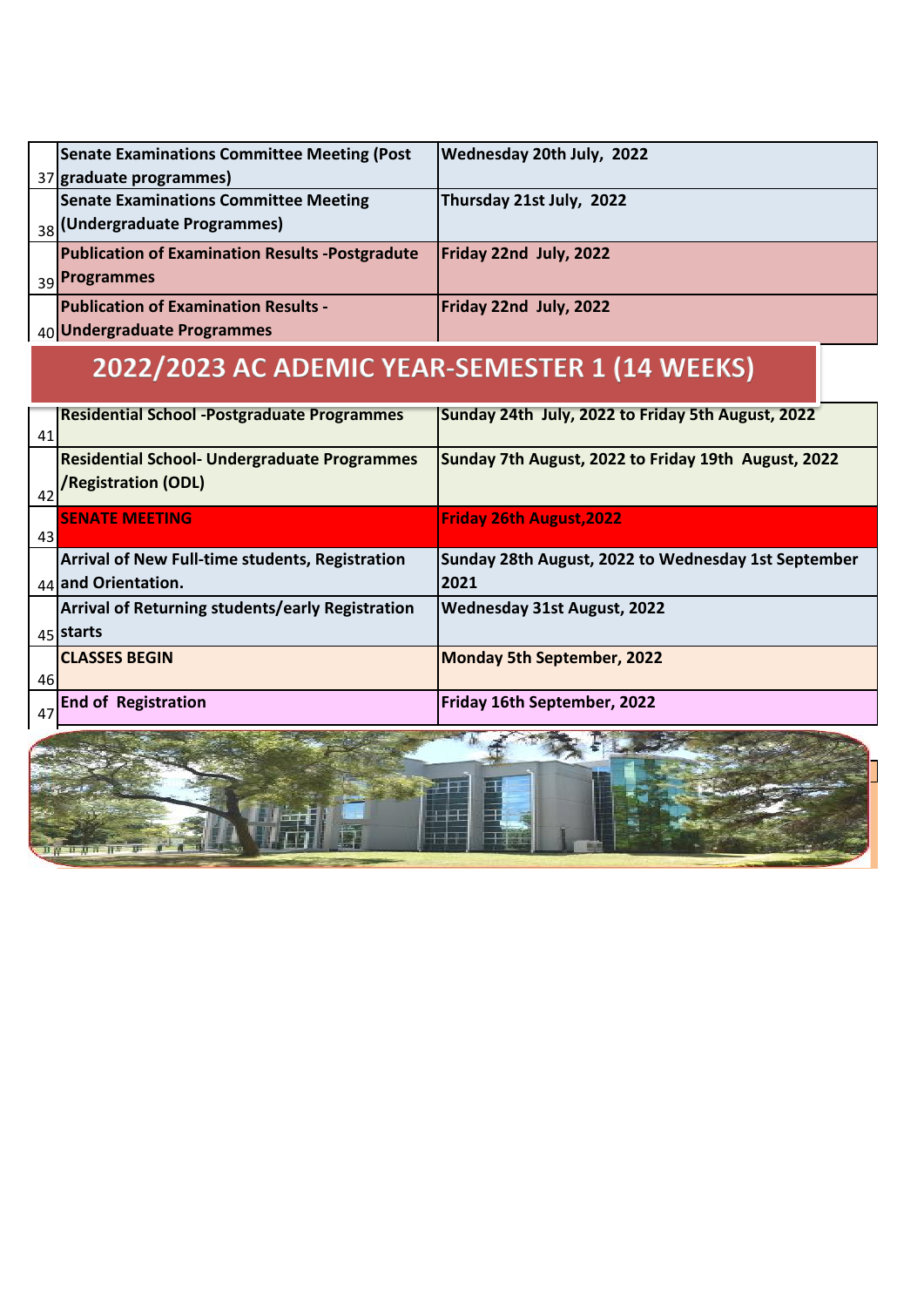| | | |
|---|---|---|
| 37 | **Senate Examinations Committee Meeting (Post graduate programmes)** | **Wednesday 20th July, 2022** |
| 38 | **Senate Examinations Committee Meeting (Undergraduate Programmes)** | **Thursday 21st July, 2022** |
| 39 | **Publication of Examination Results -Postgradute Programmes** | **Friday 22nd July, 2022** |
| 40 | **Publication of Examination Results - Undergraduate Programmes** | **Friday 22nd July, 2022** |

## 2022/2023 AC ADEMIC YEAR-SEMESTER 1 (14 WEEKS)

| | | |
|---|---|---|
| 41 | **Residential School -Postgraduate Programmes** | **Sunday 24th July, 2022 to Friday 5th August, 2022** |
| 42 | **Residential School- Undergraduate Programmes /Registration (ODL)** | **Sunday 7th August, 2022 to Friday 19th August, 2022** |
| 43 | **SENATE MEETING** | **Friday 26th August,2022** |
| 44 | **Arrival of New Full-time students, Registration and Orientation.** | **Sunday 28th August, 2022 to Wednesday 1st September 2021** |
| 45 | **Arrival of Returning students/early Registration starts** | **Wednesday 31st August, 2022** |
| 46 | **CLASSES BEGIN** | **Monday 5th September, 2022** |
| 47 | **End of Registration** | **Friday 16th September, 2022** |